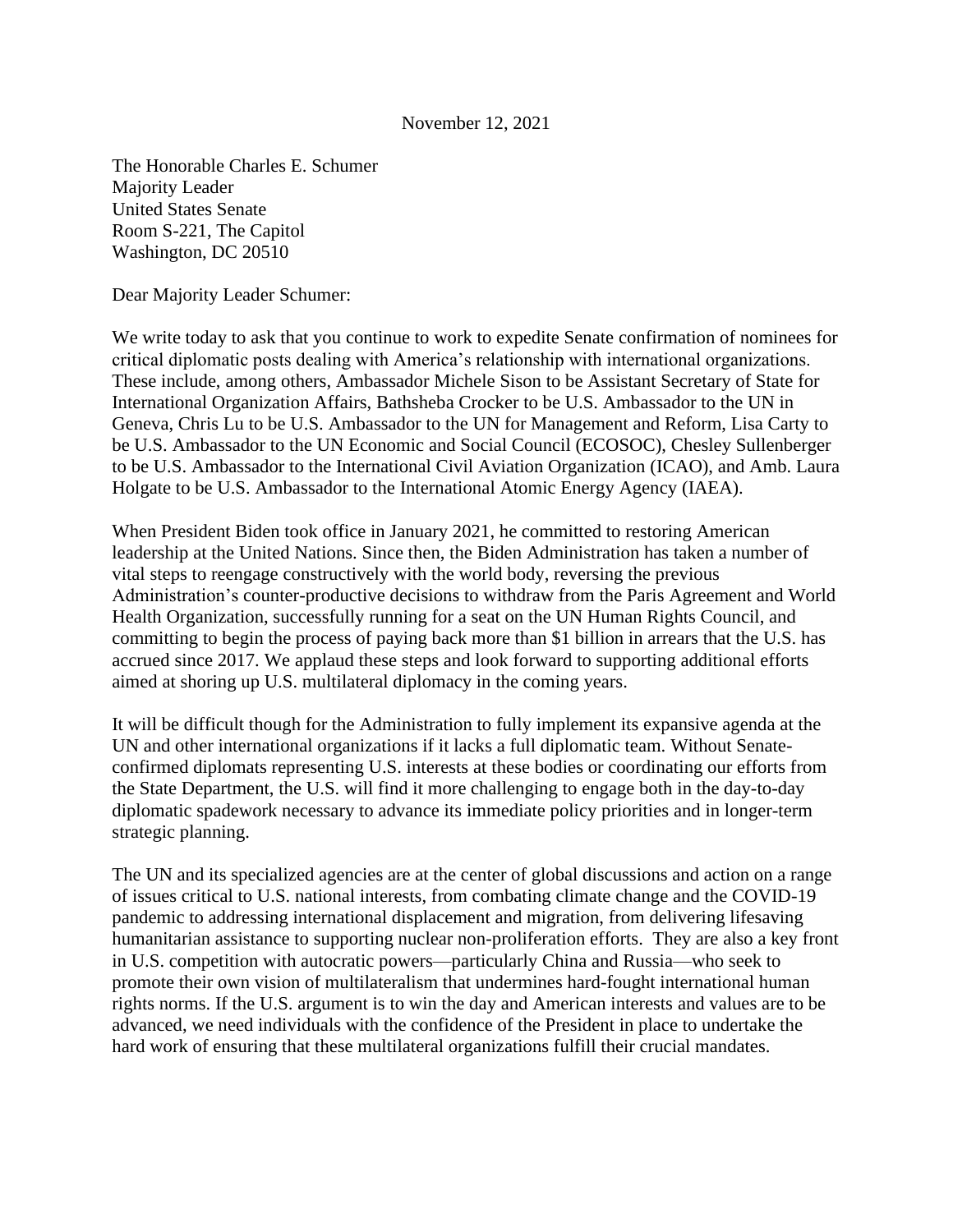November 12, 2021

The Honorable Charles E. Schumer
Majority Leader
United States Senate
Room S-221, The Capitol
Washington, DC 20510

Dear Majority Leader Schumer:

We write today to ask that you continue to work to expedite Senate confirmation of nominees for critical diplomatic posts dealing with America's relationship with international organizations. These include, among others, Ambassador Michele Sison to be Assistant Secretary of State for International Organization Affairs, Bathsheba Crocker to be U.S. Ambassador to the UN in Geneva, Chris Lu to be U.S. Ambassador to the UN for Management and Reform, Lisa Carty to be U.S. Ambassador to the UN Economic and Social Council (ECOSOC), Chesley Sullenberger to be U.S. Ambassador to the International Civil Aviation Organization (ICAO), and Amb. Laura Holgate to be U.S. Ambassador to the International Atomic Energy Agency (IAEA).

When President Biden took office in January 2021, he committed to restoring American leadership at the United Nations. Since then, the Biden Administration has taken a number of vital steps to reengage constructively with the world body, reversing the previous Administration's counter-productive decisions to withdraw from the Paris Agreement and World Health Organization, successfully running for a seat on the UN Human Rights Council, and committing to begin the process of paying back more than $1 billion in arrears that the U.S. has accrued since 2017. We applaud these steps and look forward to supporting additional efforts aimed at shoring up U.S. multilateral diplomacy in the coming years.

It will be difficult though for the Administration to fully implement its expansive agenda at the UN and other international organizations if it lacks a full diplomatic team. Without Senate-confirmed diplomats representing U.S. interests at these bodies or coordinating our efforts from the State Department, the U.S. will find it more challenging to engage both in the day-to-day diplomatic spadework necessary to advance its immediate policy priorities and in longer-term strategic planning.

The UN and its specialized agencies are at the center of global discussions and action on a range of issues critical to U.S. national interests, from combating climate change and the COVID-19 pandemic to addressing international displacement and migration, from delivering lifesaving humanitarian assistance to supporting nuclear non-proliferation efforts. They are also a key front in U.S. competition with autocratic powers—particularly China and Russia—who seek to promote their own vision of multilateralism that undermines hard-fought international human rights norms. If the U.S. argument is to win the day and American interests and values are to be advanced, we need individuals with the confidence of the President in place to undertake the hard work of ensuring that these multilateral organizations fulfill their crucial mandates.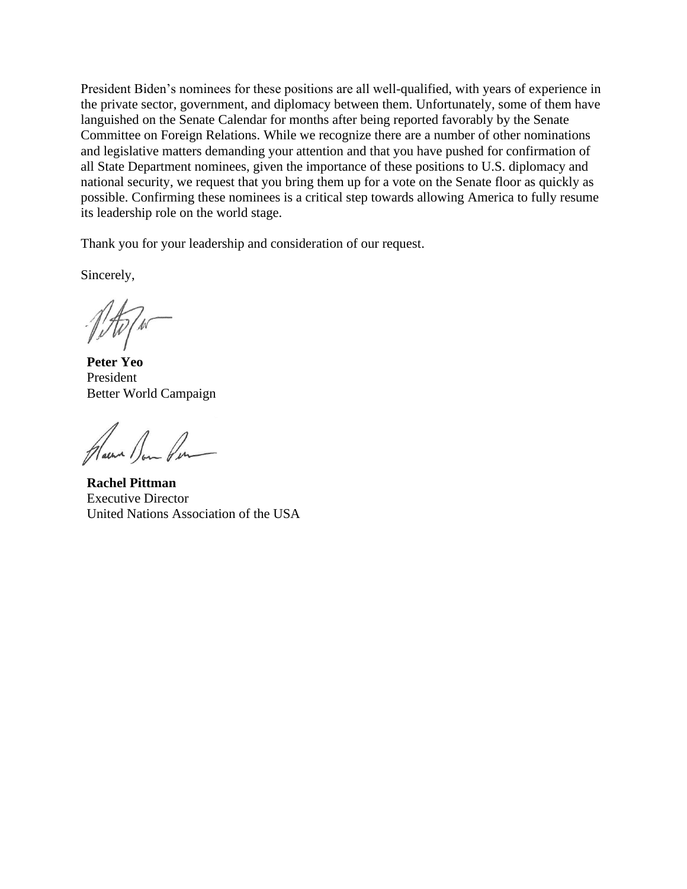President Biden's nominees for these positions are all well-qualified, with years of experience in the private sector, government, and diplomacy between them. Unfortunately, some of them have languished on the Senate Calendar for months after being reported favorably by the Senate Committee on Foreign Relations. While we recognize there are a number of other nominations and legislative matters demanding your attention and that you have pushed for confirmation of all State Department nominees, given the importance of these positions to U.S. diplomacy and national security, we request that you bring them up for a vote on the Senate floor as quickly as possible. Confirming these nominees is a critical step towards allowing America to fully resume its leadership role on the world stage.

Thank you for your leadership and consideration of our request.

Sincerely,

**Peter Yeo**
President
Better World Campaign

**Rachel Pittman**
Executive Director
United Nations Association of the USA